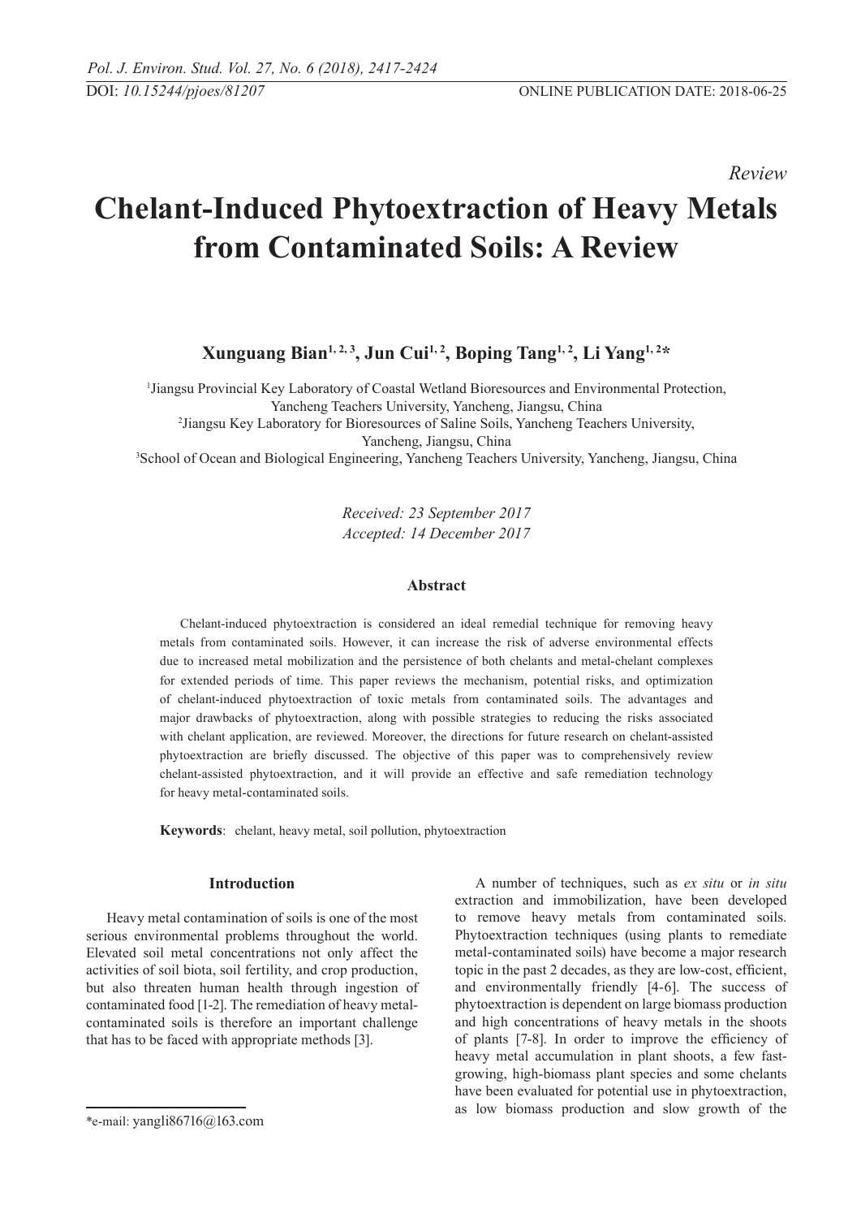*Review*

# Chelant-Induced Phytoextraction of Heavy Metals from Contaminated Soils: A Review

**Xunguang Bian[1, 2, 3], Jun Cui[1, 2], Boping Tang[1, 2], Li Yang[1, 2]***

[1]Jiangsu Provincial Key Laboratory of Coastal Wetland Bioresources and Environmental Protection, Yancheng Teachers University, Yancheng, Jiangsu, China
[2]Jiangsu Key Laboratory for Bioresources of Saline Soils, Yancheng Teachers University, Yancheng, Jiangsu, China
[3]School of Ocean and Biological Engineering, Yancheng Teachers University, Yancheng, Jiangsu, China

*Received: 23 September 2017*
*Accepted: 14 December 2017*

### Abstract

Chelant-induced phytoextraction is considered an ideal remedial technique for removing heavy metals from contaminated soils. However, it can increase the risk of adverse environmental effects due to increased metal mobilization and the persistence of both chelants and metal-chelant complexes for extended periods of time. This paper reviews the mechanism, potential risks, and optimization of chelant-induced phytoextraction of toxic metals from contaminated soils. The advantages and major drawbacks of phytoextraction, along with possible strategies to reducing the risks associated with chelant application, are reviewed. Moreover, the directions for future research on chelant-assisted phytoextraction are briefly discussed. The objective of this paper was to comprehensively review chelant-assisted phytoextraction, and it will provide an effective and safe remediation technology for heavy metal-contaminated soils.

**Keywords**: chelant, heavy metal, soil pollution, phytoextraction

## Introduction

Heavy metal contamination of soils is one of the most serious environmental problems throughout the world. Elevated soil metal concentrations not only affect the activities of soil biota, soil fertility, and crop production, but also threaten human health through ingestion of contaminated food [1-2]. The remediation of heavy metal-contaminated soils is therefore an important challenge that has to be faced with appropriate methods [3].

A number of techniques, such as *ex situ* or *in situ* extraction and immobilization, have been developed to remove heavy metals from contaminated soils. Phytoextraction techniques (using plants to remediate metal-contaminated soils) have become a major research topic in the past 2 decades, as they are low-cost, efficient, and environmentally friendly [4-6]. The success of phytoextraction is dependent on large biomass production and high concentrations of heavy metals in the shoots of plants [7-8]. In order to improve the efficiency of heavy metal accumulation in plant shoots, a few fast-growing, high-biomass plant species and some chelants have been evaluated for potential use in phytoextraction, as low biomass production and slow growth of the

*e-mail: yangli86716@163.com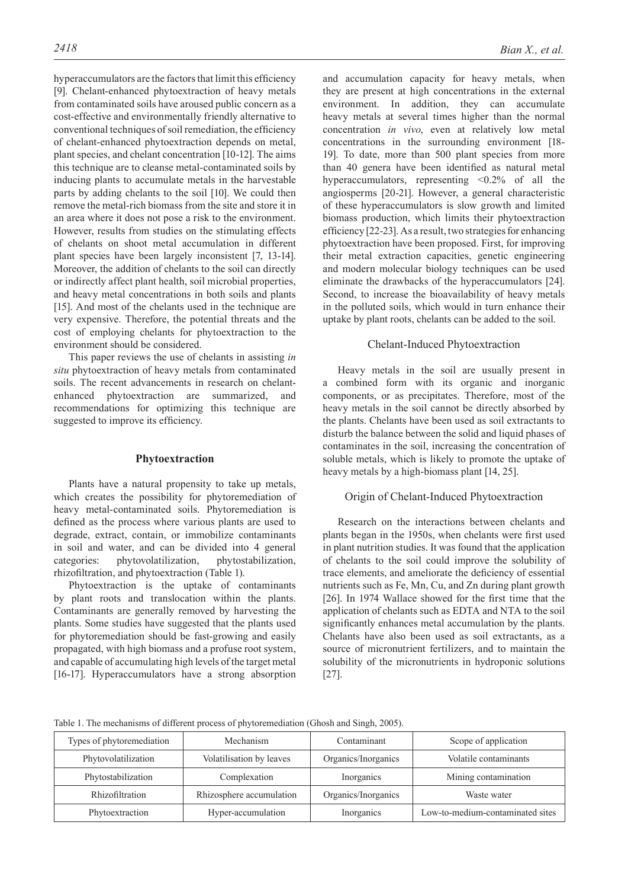hyperaccumulators are the factors that limit this efficiency [9]. Chelant-enhanced phytoextraction of heavy metals from contaminated soils have aroused public concern as a cost-effective and environmentally friendly alternative to conventional techniques of soil remediation, the efficiency of chelant-enhanced phytoextraction depends on metal, plant species, and chelant concentration [10-12]. The aims this technique are to cleanse metal-contaminated soils by inducing plants to accumulate metals in the harvestable parts by adding chelants to the soil [10]. We could then remove the metal-rich biomass from the site and store it in an area where it does not pose a risk to the environment. However, results from studies on the stimulating effects of chelants on shoot metal accumulation in different plant species have been largely inconsistent [7, 13-14]. Moreover, the addition of chelants to the soil can directly or indirectly affect plant health, soil microbial properties, and heavy metal concentrations in both soils and plants [15]. And most of the chelants used in the technique are very expensive. Therefore, the potential threats and the cost of employing chelants for phytoextraction to the environment should be considered.

This paper reviews the use of chelants in assisting *in situ* phytoextraction of heavy metals from contaminated soils. The recent advancements in research on chelant-enhanced phytoextraction are summarized, and recommendations for optimizing this technique are suggested to improve its efficiency.

## Phytoextraction

Plants have a natural propensity to take up metals, which creates the possibility for phytoremediation of heavy metal-contaminated soils. Phytoremediation is defined as the process where various plants are used to degrade, extract, contain, or immobilize contaminants in soil and water, and can be divided into 4 general categories: phytovolatilization, phytostabilization, rhizofiltration, and phytoextraction (Table 1).

Phytoextraction is the uptake of contaminants by plant roots and translocation within the plants. Contaminants are generally removed by harvesting the plants. Some studies have suggested that the plants used for phytoremediation should be fast-growing and easily propagated, with high biomass and a profuse root system, and capable of accumulating high levels of the target metal [16-17]. Hyperaccumulators have a strong absorption and accumulation capacity for heavy metals, when they are present at high concentrations in the external environment. In addition, they can accumulate heavy metals at several times higher than the normal concentration *in vivo*, even at relatively low metal concentrations in the surrounding environment [18-19]. To date, more than 500 plant species from more than 40 genera have been identified as natural metal hyperaccumulators, representing <0.2% of all the angiosperms [20-21]. However, a general characteristic of these hyperaccumulators is slow growth and limited biomass production, which limits their phytoextraction efficiency [22-23]. As a result, two strategies for enhancing phytoextraction have been proposed. First, for improving their metal extraction capacities, genetic engineering and modern molecular biology techniques can be used eliminate the drawbacks of the hyperaccumulators [24]. Second, to increase the bioavailability of heavy metals in the polluted soils, which would in turn enhance their uptake by plant roots, chelants can be added to the soil.

### Chelant-Induced Phytoextraction

Heavy metals in the soil are usually present in a combined form with its organic and inorganic components, or as precipitates. Therefore, most of the heavy metals in the soil cannot be directly absorbed by the plants. Chelants have been used as soil extractants to disturb the balance between the solid and liquid phases of contaminates in the soil, increasing the concentration of soluble metals, which is likely to promote the uptake of heavy metals by a high-biomass plant [14, 25].

### Origin of Chelant-Induced Phytoextraction

Research on the interactions between chelants and plants began in the 1950s, when chelants were first used in plant nutrition studies. It was found that the application of chelants to the soil could improve the solubility of trace elements, and ameliorate the deficiency of essential nutrients such as Fe, Mn, Cu, and Zn during plant growth [26]. In 1974 Wallace showed for the first time that the application of chelants such as EDTA and NTA to the soil significantly enhances metal accumulation by the plants. Chelants have also been used as soil extractants, as a source of micronutrient fertilizers, and to maintain the solubility of the micronutrients in hydroponic solutions [27].

Table 1. The mechanisms of different process of phytoremediation (Ghosh and Singh, 2005).

| Types of phytoremediation | Mechanism | Contaminant | Scope of application |
|---|---|---|---|
| Phytovolatilization | Volatilisation by leaves | Organics/Inorganics | Volatile contaminants |
| Phytostabilization | Complexation | Inorganics | Mining contamination |
| Rhizofiltration | Rhizosphere accumulation | Organics/Inorganics | Waste water |
| Phytoextraction | Hyper-accumulation | Inorganics | Low-to-medium-contaminated sites |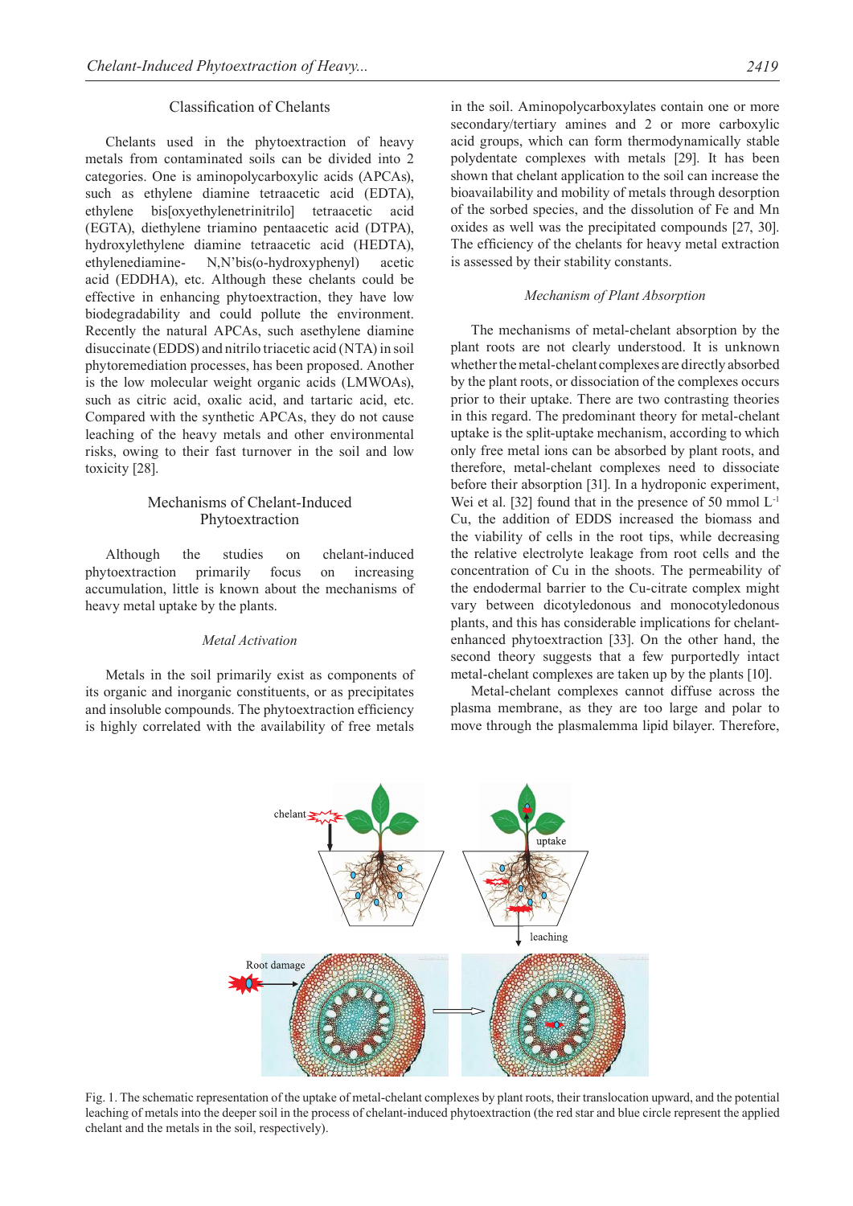## Classification of Chelants

Chelants used in the phytoextraction of heavy metals from contaminated soils can be divided into 2 categories. One is aminopolycarboxylic acids (APCAs), such as ethylene diamine tetraacetic acid (EDTA), ethylene bis[oxyethylenetrinitrilo] tetraacetic acid (EGTA), diethylene triamino pentaacetic acid (DTPA), hydroxylethylene diamine tetraacetic acid (HEDTA), ethylenediamine- N,N'bis(o-hydroxyphenyl) acetic acid (EDDHA), etc. Although these chelants could be effective in enhancing phytoextraction, they have low biodegradability and could pollute the environment. Recently the natural APCAs, such asethylene diamine disuccinate (EDDS) and nitrilo triacetic acid (NTA) in soil phytoremediation processes, has been proposed. Another is the low molecular weight organic acids (LMWOAs), such as citric acid, oxalic acid, and tartaric acid, etc. Compared with the synthetic APCAs, they do not cause leaching of the heavy metals and other environmental risks, owing to their fast turnover in the soil and low toxicity [28].

## Mechanisms of Chelant-Induced Phytoextraction

Although the studies on chelant-induced phytoextraction primarily focus on increasing accumulation, little is known about the mechanisms of heavy metal uptake by the plants.

### *Metal Activation*

Metals in the soil primarily exist as components of its organic and inorganic constituents, or as precipitates and insoluble compounds. The phytoextraction efficiency is highly correlated with the availability of free metals in the soil. Aminopolycarboxylates contain one or more secondary/tertiary amines and 2 or more carboxylic acid groups, which can form thermodynamically stable polydentate complexes with metals [29]. It has been shown that chelant application to the soil can increase the bioavailability and mobility of metals through desorption of the sorbed species, and the dissolution of Fe and Mn oxides as well was the precipitated compounds [27, 30]. The efficiency of the chelants for heavy metal extraction is assessed by their stability constants.

### *Mechanism of Plant Absorption*

The mechanisms of metal-chelant absorption by the plant roots are not clearly understood. It is unknown whether the metal-chelant complexes are directly absorbed by the plant roots, or dissociation of the complexes occurs prior to their uptake. There are two contrasting theories in this regard. The predominant theory for metal-chelant uptake is the split-uptake mechanism, according to which only free metal ions can be absorbed by plant roots, and therefore, metal-chelant complexes need to dissociate before their absorption [31]. In a hydroponic experiment, Wei et al. [32] found that in the presence of 50 mmol $L^{-1}$ Cu, the addition of EDDS increased the biomass and the viability of cells in the root tips, while decreasing the relative electrolyte leakage from root cells and the concentration of Cu in the shoots. The permeability of the endodermal barrier to the Cu-citrate complex might vary between dicotyledonous and monocotyledonous plants, and this has considerable implications for chelant-enhanced phytoextraction [33]. On the other hand, the second theory suggests that a few purportedly intact metal-chelant complexes are taken up by the plants [10].

Metal-chelant complexes cannot diffuse across the plasma membrane, as they are too large and polar to move through the plasmalemma lipid bilayer. Therefore,

Fig. 1. The schematic representation of the uptake of metal-chelant complexes by plant roots, their translocation upward, and the potential leaching of metals into the deeper soil in the process of chelant-induced phytoextraction (the red star and blue circle represent the applied chelant and the metals in the soil, respectively).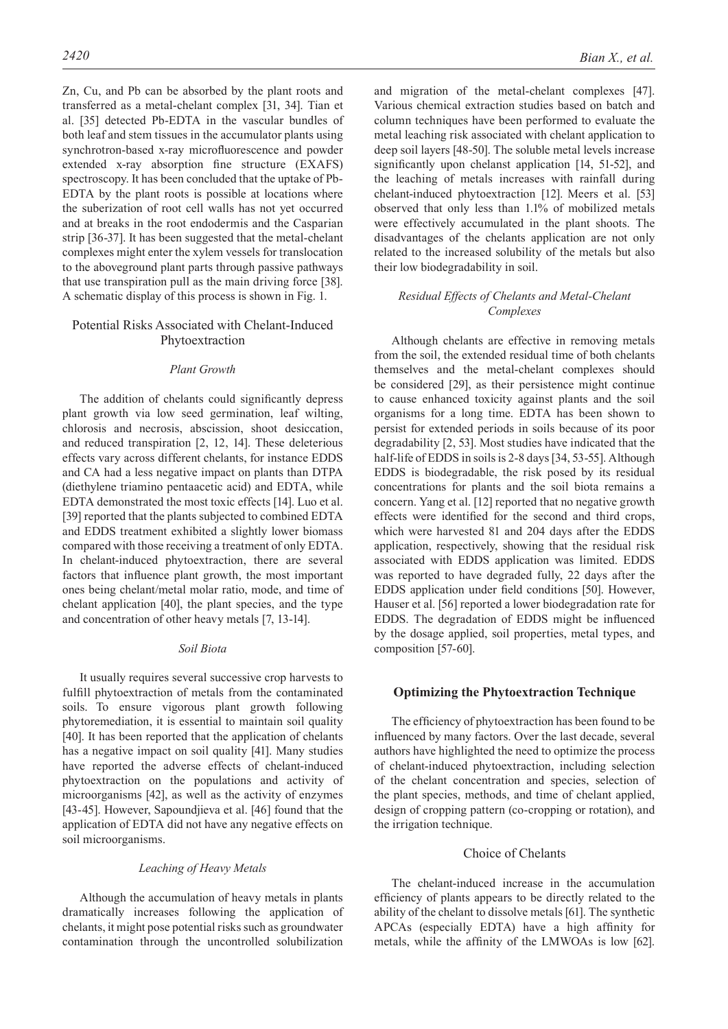Zn, Cu, and Pb can be absorbed by the plant roots and transferred as a metal-chelant complex [31, 34]. Tian et al. [35] detected Pb-EDTA in the vascular bundles of both leaf and stem tissues in the accumulator plants using synchrotron-based x-ray microfluorescence and powder extended x-ray absorption fine structure (EXAFS) spectroscopy. It has been concluded that the uptake of Pb-EDTA by the plant roots is possible at locations where the suberization of root cell walls has not yet occurred and at breaks in the root endodermis and the Casparian strip [36-37]. It has been suggested that the metal-chelant complexes might enter the xylem vessels for translocation to the aboveground plant parts through passive pathways that use transpiration pull as the main driving force [38]. A schematic display of this process is shown in Fig. 1.

## Potential Risks Associated with Chelant-Induced Phytoextraction

### *Plant Growth*

The addition of chelants could significantly depress plant growth via low seed germination, leaf wilting, chlorosis and necrosis, abscission, shoot desiccation, and reduced transpiration [2, 12, 14]. These deleterious effects vary across different chelants, for instance EDDS and CA had a less negative impact on plants than DTPA (diethylene triamino pentaacetic acid) and EDTA, while EDTA demonstrated the most toxic effects [14]. Luo et al. [39] reported that the plants subjected to combined EDTA and EDDS treatment exhibited a slightly lower biomass compared with those receiving a treatment of only EDTA. In chelant-induced phytoextraction, there are several factors that influence plant growth, the most important ones being chelant/metal molar ratio, mode, and time of chelant application [40], the plant species, and the type and concentration of other heavy metals [7, 13-14].

### *Soil Biota*

It usually requires several successive crop harvests to fulfill phytoextraction of metals from the contaminated soils. To ensure vigorous plant growth following phytoremediation, it is essential to maintain soil quality [40]. It has been reported that the application of chelants has a negative impact on soil quality [41]. Many studies have reported the adverse effects of chelant-induced phytoextraction on the populations and activity of microorganisms [42], as well as the activity of enzymes [43-45]. However, Sapoundjieva et al. [46] found that the application of EDTA did not have any negative effects on soil microorganisms.

### *Leaching of Heavy Metals*

Although the accumulation of heavy metals in plants dramatically increases following the application of chelants, it might pose potential risks such as groundwater contamination through the uncontrolled solubilization and migration of the metal-chelant complexes [47]. Various chemical extraction studies based on batch and column techniques have been performed to evaluate the metal leaching risk associated with chelant application to deep soil layers [48-50]. The soluble metal levels increase significantly upon chelanst application [14, 51-52], and the leaching of metals increases with rainfall during chelant-induced phytoextraction [12]. Meers et al. [53] observed that only less than 1.1% of mobilized metals were effectively accumulated in the plant shoots. The disadvantages of the chelants application are not only related to the increased solubility of the metals but also their low biodegradability in soil.

### *Residual Effects of Chelants and Metal-Chelant Complexes*

Although chelants are effective in removing metals from the soil, the extended residual time of both chelants themselves and the metal-chelant complexes should be considered [29], as their persistence might continue to cause enhanced toxicity against plants and the soil organisms for a long time. EDTA has been shown to persist for extended periods in soils because of its poor degradability [2, 53]. Most studies have indicated that the half-life of EDDS in soils is 2-8 days [34, 53-55]. Although EDDS is biodegradable, the risk posed by its residual concentrations for plants and the soil biota remains a concern. Yang et al. [12] reported that no negative growth effects were identified for the second and third crops, which were harvested 81 and 204 days after the EDDS application, respectively, showing that the residual risk associated with EDDS application was limited. EDDS was reported to have degraded fully, 22 days after the EDDS application under field conditions [50]. However, Hauser et al. [56] reported a lower biodegradation rate for EDDS. The degradation of EDDS might be influenced by the dosage applied, soil properties, metal types, and composition [57-60].

# **Optimizing the Phytoextraction Technique**

The efficiency of phytoextraction has been found to be influenced by many factors. Over the last decade, several authors have highlighted the need to optimize the process of chelant-induced phytoextraction, including selection of the chelant concentration and species, selection of the plant species, methods, and time of chelant applied, design of cropping pattern (co-cropping or rotation), and the irrigation technique.

## Choice of Chelants

The chelant-induced increase in the accumulation efficiency of plants appears to be directly related to the ability of the chelant to dissolve metals [61]. The synthetic APCAs (especially EDTA) have a high affinity for metals, while the affinity of the LMWOAs is low [62].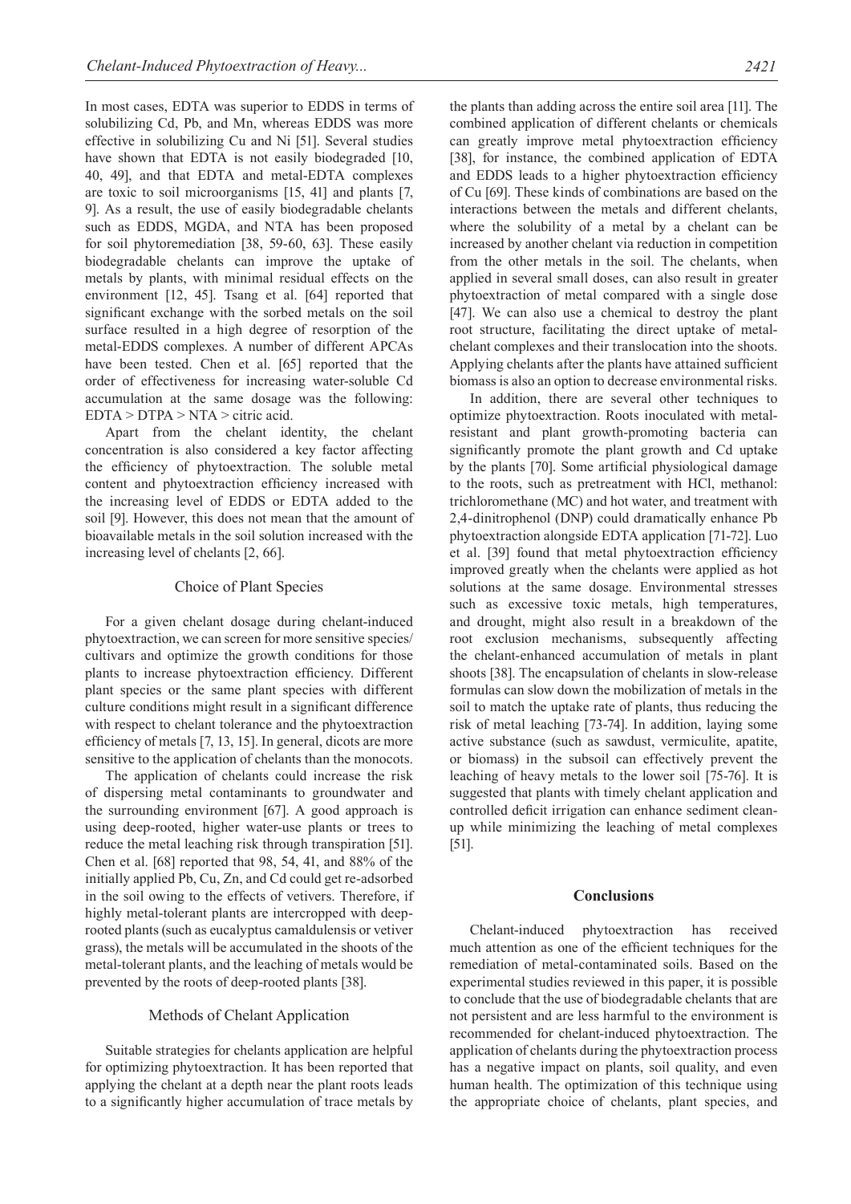In most cases, EDTA was superior to EDDS in terms of solubilizing Cd, Pb, and Mn, whereas EDDS was more effective in solubilizing Cu and Ni [51]. Several studies have shown that EDTA is not easily biodegraded [10, 40, 49], and that EDTA and metal-EDTA complexes are toxic to soil microorganisms [15, 41] and plants [7, 9]. As a result, the use of easily biodegradable chelants such as EDDS, MGDA, and NTA has been proposed for soil phytoremediation [38, 59-60, 63]. These easily biodegradable chelants can improve the uptake of metals by plants, with minimal residual effects on the environment [12, 45]. Tsang et al. [64] reported that significant exchange with the sorbed metals on the soil surface resulted in a high degree of resorption of the metal-EDDS complexes. A number of different APCAs have been tested. Chen et al. [65] reported that the order of effectiveness for increasing water-soluble Cd accumulation at the same dosage was the following: EDTA > DTPA > NTA > citric acid.

Apart from the chelant identity, the chelant concentration is also considered a key factor affecting the efficiency of phytoextraction. The soluble metal content and phytoextraction efficiency increased with the increasing level of EDDS or EDTA added to the soil [9]. However, this does not mean that the amount of bioavailable metals in the soil solution increased with the increasing level of chelants [2, 66].

### Choice of Plant Species

For a given chelant dosage during chelant-induced phytoextraction, we can screen for more sensitive species/cultivars and optimize the growth conditions for those plants to increase phytoextraction efficiency. Different plant species or the same plant species with different culture conditions might result in a significant difference with respect to chelant tolerance and the phytoextraction efficiency of metals [7, 13, 15]. In general, dicots are more sensitive to the application of chelants than the monocots.

The application of chelants could increase the risk of dispersing metal contaminants to groundwater and the surrounding environment [67]. A good approach is using deep-rooted, higher water-use plants or trees to reduce the metal leaching risk through transpiration [51]. Chen et al. [68] reported that 98, 54, 41, and 88% of the initially applied Pb, Cu, Zn, and Cd could get re-adsorbed in the soil owing to the effects of vetivers. Therefore, if highly metal-tolerant plants are intercropped with deep-rooted plants (such as eucalyptus camaldulensis or vetiver grass), the metals will be accumulated in the shoots of the metal-tolerant plants, and the leaching of metals would be prevented by the roots of deep-rooted plants [38].

### Methods of Chelant Application

Suitable strategies for chelants application are helpful for optimizing phytoextraction. It has been reported that applying the chelant at a depth near the plant roots leads to a significantly higher accumulation of trace metals by the plants than adding across the entire soil area [11]. The combined application of different chelants or chemicals can greatly improve metal phytoextraction efficiency [38], for instance, the combined application of EDTA and EDDS leads to a higher phytoextraction efficiency of Cu [69]. These kinds of combinations are based on the interactions between the metals and different chelants, where the solubility of a metal by a chelant can be increased by another chelant via reduction in competition from the other metals in the soil. The chelants, when applied in several small doses, can also result in greater phytoextraction of metal compared with a single dose [47]. We can also use a chemical to destroy the plant root structure, facilitating the direct uptake of metal-chelant complexes and their translocation into the shoots. Applying chelants after the plants have attained sufficient biomass is also an option to decrease environmental risks.

In addition, there are several other techniques to optimize phytoextraction. Roots inoculated with metal-resistant and plant growth-promoting bacteria can significantly promote the plant growth and Cd uptake by the plants [70]. Some artificial physiological damage to the roots, such as pretreatment with HCl, methanol: trichloromethane (MC) and hot water, and treatment with 2,4-dinitrophenol (DNP) could dramatically enhance Pb phytoextraction alongside EDTA application [71-72]. Luo et al. [39] found that metal phytoextraction efficiency improved greatly when the chelants were applied as hot solutions at the same dosage. Environmental stresses such as excessive toxic metals, high temperatures, and drought, might also result in a breakdown of the root exclusion mechanisms, subsequently affecting the chelant-enhanced accumulation of metals in plant shoots [38]. The encapsulation of chelants in slow-release formulas can slow down the mobilization of metals in the soil to match the uptake rate of plants, thus reducing the risk of metal leaching [73-74]. In addition, laying some active substance (such as sawdust, vermiculite, apatite, or biomass) in the subsoil can effectively prevent the leaching of heavy metals to the lower soil [75-76]. It is suggested that plants with timely chelant application and controlled deficit irrigation can enhance sediment cleanup while minimizing the leaching of metal complexes [51].

## Conclusions

Chelant-induced phytoextraction has received much attention as one of the efficient techniques for the remediation of metal-contaminated soils. Based on the experimental studies reviewed in this paper, it is possible to conclude that the use of biodegradable chelants that are not persistent and are less harmful to the environment is recommended for chelant-induced phytoextraction. The application of chelants during the phytoextraction process has a negative impact on plants, soil quality, and even human health. The optimization of this technique using the appropriate choice of chelants, plant species, and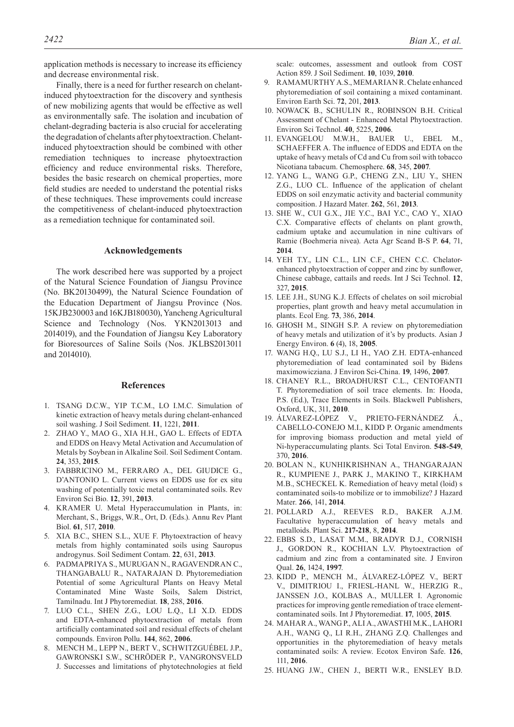application methods is necessary to increase its efficiency and decrease environmental risk.

Finally, there is a need for further research on chelant-induced phytoextraction for the discovery and synthesis of new mobilizing agents that would be effective as well as environmentally safe. The isolation and incubation of chelant-degrading bacteria is also crucial for accelerating the degradation of chelants after phytoextraction. Chelant-induced phytoextraction should be combined with other remediation techniques to increase phytoextraction efficiency and reduce environmental risks. Therefore, besides the basic research on chemical properties, more field studies are needed to understand the potential risks of these techniques. These improvements could increase the competitiveness of chelant-induced phytoextraction as a remediation technique for contaminated soil.

## Acknowledgements

The work described here was supported by a project of the Natural Science Foundation of Jiangsu Province (No. BK20130499), the Natural Science Foundation of the Education Department of Jiangsu Province (Nos. 15KJB230003 and 16KJB180030), Yancheng Agricultural Science and Technology (Nos. YKN2013013 and 2014019), and the Foundation of Jiangsu Key Laboratory for Bioresources of Saline Soils (Nos. JKLBS2013011 and 2014010).

## References

1. TSANG D.C.W., YIP T.C.M., LO I.M.C. Simulation of kinetic extraction of heavy metals during chelant-enhanced soil washing. J Soil Sediment. **11**, 1221, **2011**.
2. ZHAO Y., MAO G., XIA H.H., GAO L. Effects of EDTA and EDDS on Heavy Metal Activation and Accumulation of Metals by Soybean in Alkaline Soil. Soil Sediment Contam. **24**, 353, **2015**.
3. FABBRICINO M., FERRARO A., DEL GIUDICE G., D'ANTONIO L. Current views on EDDS use for ex situ washing of potentially toxic metal contaminated soils. Rev Environ Sci Bio. **12**, 391, **2013**.
4. KRAMER U. Metal Hyperaccumulation in Plants, in: Merchant, S., Briggs, W.R., Ort, D. (Eds.). Annu Rev Plant Biol. **61**, 517, **2010**.
5. XIA B.C., SHEN S.L., XUE F. Phytoextraction of heavy metals from highly contaminated soils using Sauropus androgynus. Soil Sediment Contam. **22**, 631, **2013**.
6. PADMAPRIYA S., MURUGAN N., RAGAVENDRAN C., THANGABALU R., NATARAJAN D. Phytoremediation Potential of some Agricultural Plants on Heavy Metal Contaminated Mine Waste Soils, Salem District, Tamilnadu. Int J Phytoremediat. **18**, 288, **2016**.
7. LUO C.L., SHEN Z.G., LOU L.Q., LI X.D. EDDS and EDTA-enhanced phytoextraction of metals from artificially contaminated soil and residual effects of chelant compounds. Environ Pollu. **144**, 862, **2006**.
8. MENCH M., LEPP N., BERT V., SCHWITZGUÉBEL J.P., GAWRONSKI S.W., SCHRÖDER P., VANGRONSVELD J. Successes and limitations of phytotechnologies at field scale: outcomes, assessment and outlook from COST Action 859. J Soil Sediment. **10**, 1039, **2010**.
9. RAMAMURTHY A.S., MEMARIAN R. Chelate enhanced phytoremediation of soil containing a mixed contaminant. Environ Earth Sci. **72**, 201, **2013**.
10. NOWACK B., SCHULIN R., ROBINSON B.H. Critical Assessment of Chelant - Enhanced Metal Phytoextraction. Environ Sci Technol. **40**, 5225, **2006**.
11. EVANGELOU M.W.H., BAUER U., EBEL M., SCHAEFFER A. The influence of EDDS and EDTA on the uptake of heavy metals of Cd and Cu from soil with tobacco Nicotiana tabacum. Chemosphere. **68**, 345, **2007**.
12. YANG L., WANG G.P., CHENG Z.N., LIU Y., SHEN Z.G., LUO CL. Influence of the application of chelant EDDS on soil enzymatic activity and bacterial community composition. J Hazard Mater. **262**, 561, **2013**.
13. SHE W., CUI G.X., JIE Y.C., BAI Y.C., CAO Y., XIAO C.X. Comparative effects of chelants on plant growth, cadmium uptake and accumulation in nine cultivars of Ramie (Boehmeria nivea). Acta Agr Scand B-S P. **64**, 71, **2014**.
14. YEH T.Y., LIN C.L., LIN C.F., CHEN C.C. Chelator-enhanced phytoextraction of copper and zinc by sunflower, Chinese cabbage, cattails and reeds. Int J Sci Technol. **12**, 327, **2015**.
15. LEE J.H., SUNG K.J. Effects of chelates on soil microbial properties, plant growth and heavy metal accumulation in plants. Ecol Eng. **73**, 386, **2014**.
16. GHOSH M., SINGH S.P. A review on phytoremediation of heavy metals and utilization of it's by products. Asian J Energy Environ. **6** (4), 18, **2005**.
17. WANG H.Q., LU S.J., LI H., YAO Z.H. EDTA-enhanced phytoremediation of lead contaminated soil by Bidens maximowicziana. J Environ Sci-China. **19**, 1496, **2007**.
18. CHANEY R.L., BROADHURST C.L., CENTOFANTI T. Phytoremediation of soil trace elements. In: Hooda, P.S. (Ed.), Trace Elements in Soils. Blackwell Publishers, Oxford, UK, 311, **2010**.
19. ÁLVAREZ-LÓPEZ V., PRIETO-FERNÁNDEZ Á., CABELLO-CONEJO M.I., KIDD P. Organic amendments for improving biomass production and metal yield of Ni-hyperaccumulating plants. Sci Total Environ. **548-549**, 370, **2016**.
20. BOLAN N., KUNHIKRISHNAN A., THANGARAJAN R., KUMPIENE J., PARK J., MAKINO T., KIRKHAM M.B., SCHECKEL K. Remediation of heavy metal (loid) s contaminated soils-to mobilize or to immobilize? J Hazard Mater. **266**, 141, **2014**.
21. POLLARD A.J., REEVES R.D., BAKER A.J.M. Facultative hyperaccumulation of heavy metals and metalloids. Plant Sci. **217-218**, 8, **2014**.
22. EBBS S.D., LASAT M.M., BRADYR D.J., CORNISH J., GORDON R., KOCHIAN L.V. Phytoextraction of cadmium and zinc from a contaminated site. J Environ Qual. **26**, 1424, **1997**.
23. KIDD P., MENCH M., ÁLVAREZ-LÓPEZ V., BERT V., DIMITRIOU I., FRIESL-HANL W., HERZIG R., JANSSEN J.O., KOLBAS A., MULLER I. Agronomic practices for improving gentle remediation of trace element-contaminated soils. Int J Phytoremediat. **17**, 1005, **2015**.
24. MAHAR A., WANG P., ALI A., AWASTHI M.K., LAHORI A.H., WANG Q., LI R.H., ZHANG Z.Q. Challenges and opportunities in the phytoremediation of heavy metals contaminated soils: A review. Ecotox Environ Safe. **126**, 111, **2016**.
25. HUANG J.W., CHEN J., BERTI W.R., ENSLEY B.D.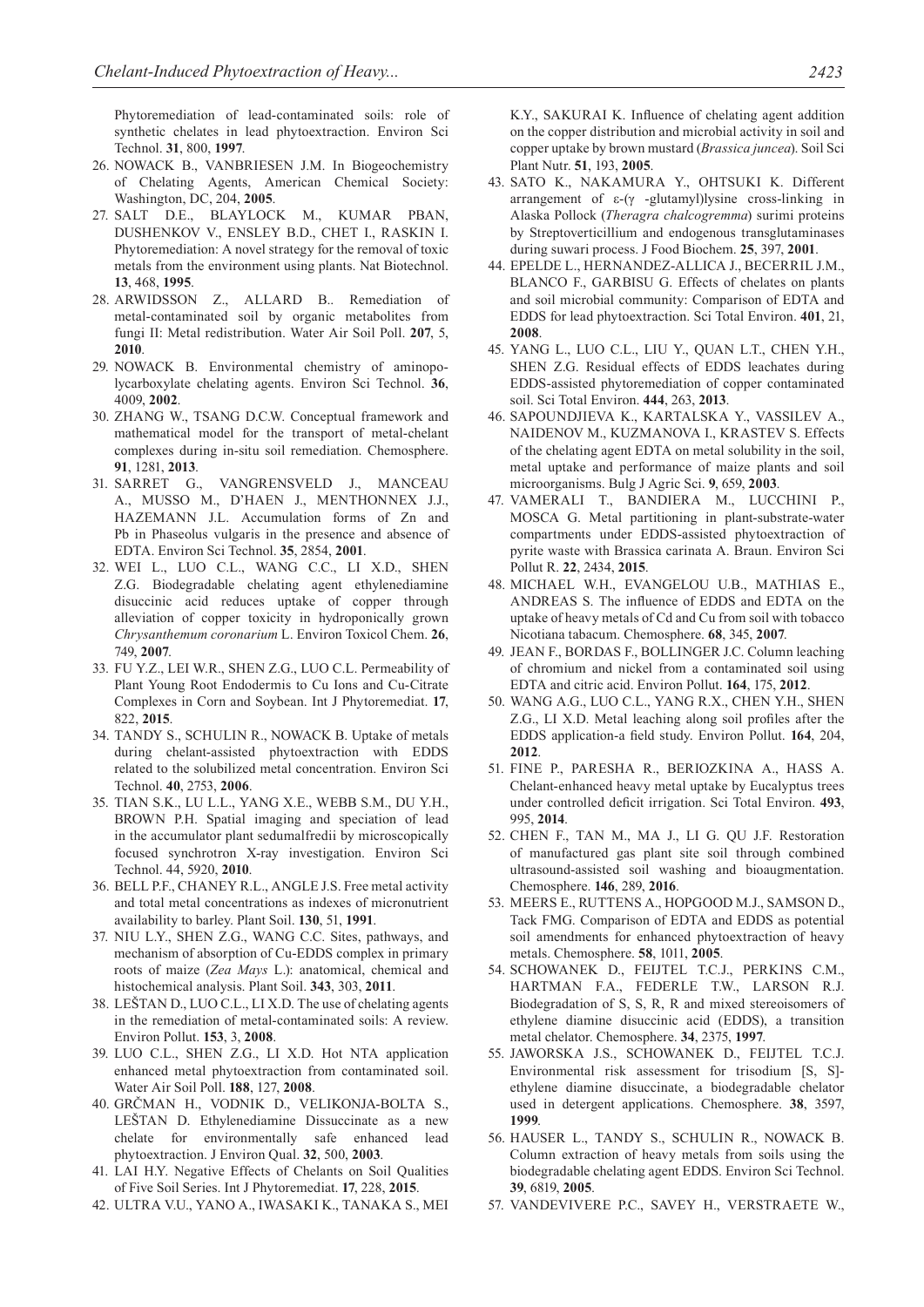Phytoremediation of lead-contaminated soils: role of synthetic chelates in lead phytoextraction. Environ Sci Technol. **31**, 800, **1997**.

26. NOWACK B., VANBRIESEN J.M. In Biogeochemistry of Chelating Agents, American Chemical Society: Washington, DC, 204, **2005**.
27. SALT D.E., BLAYLOCK M., KUMAR PBAN, DUSHENKOV V., ENSLEY B.D., CHET I., RASKIN I. Phytoremediation: A novel strategy for the removal of toxic metals from the environment using plants. Nat Biotechnol. **13**, 468, **1995**.
28. ARWIDSSON Z., ALLARD B.. Remediation of metal-contaminated soil by organic metabolites from fungi II: Metal redistribution. Water Air Soil Poll. **207**, 5, **2010**.
29. NOWACK B. Environmental chemistry of aminopolycarboxylate chelating agents. Environ Sci Technol. **36**, 4009, **2002**.
30. ZHANG W., TSANG D.C.W. Conceptual framework and mathematical model for the transport of metal-chelant complexes during in-situ soil remediation. Chemosphere. **91**, 1281, **2013**.
31. SARRET G., VANGRENSVELD J., MANCEAU A., MUSSO M., D'HAEN J., MENTHONNEX J.J., HAZEMANN J.L. Accumulation forms of Zn and Pb in Phaseolus vulgaris in the presence and absence of EDTA. Environ Sci Technol. **35**, 2854, **2001**.
32. WEI L., LUO C.L., WANG C.C., LI X.D., SHEN Z.G. Biodegradable chelating agent ethylenediamine disuccinic acid reduces uptake of copper through alleviation of copper toxicity in hydroponically grown *Chrysanthemum coronarium* L. Environ Toxicol Chem. **26**, 749, **2007**.
33. FU Y.Z., LEI W.R., SHEN Z.G., LUO C.L. Permeability of Plant Young Root Endodermis to Cu Ions and Cu-Citrate Complexes in Corn and Soybean. Int J Phytoremediat. **17**, 822, **2015**.
34. TANDY S., SCHULIN R., NOWACK B. Uptake of metals during chelant-assisted phytoextraction with EDDS related to the solubilized metal concentration. Environ Sci Technol. **40**, 2753, **2006**.
35. TIAN S.K., LU L.L., YANG X.E., WEBB S.M., DU Y.H., BROWN P.H. Spatial imaging and speciation of lead in the accumulator plant sedumalfredii by microscopically focused synchrotron X-ray investigation. Environ Sci Technol. 44, 5920, **2010**.
36. BELL P.F., CHANEY R.L., ANGLE J.S. Free metal activity and total metal concentrations as indexes of micronutrient availability to barley. Plant Soil. **130**, 51, **1991**.
37. NIU L.Y., SHEN Z.G., WANG C.C. Sites, pathways, and mechanism of absorption of Cu-EDDS complex in primary roots of maize (*Zea Mays* L.): anatomical, chemical and histochemical analysis. Plant Soil. **343**, 303, **2011**.
38. LEŠTAN D., LUO C.L., LI X.D. The use of chelating agents in the remediation of metal-contaminated soils: A review. Environ Pollut. **153**, 3, **2008**.
39. LUO C.L., SHEN Z.G., LI X.D. Hot NTA application enhanced metal phytoextraction from contaminated soil. Water Air Soil Poll. **188**, 127, **2008**.
40. GRČMAN H., VODNIK D., VELIKONJA-BOLTA S., LEŠTAN D. Ethylenediamine Dissuccinate as a new chelate for environmentally safe enhanced lead phytoextraction. J Environ Qual. **32**, 500, **2003**.
41. LAI H.Y. Negative Effects of Chelants on Soil Qualities of Five Soil Series. Int J Phytoremediat. **17**, 228, **2015**.
42. ULTRA V.U., YANO A., IWASAKI K., TANAKA S., MEI K.Y., SAKURAI K. Influence of chelating agent addition on the copper distribution and microbial activity in soil and copper uptake by brown mustard (*Brassica juncea*). Soil Sci Plant Nutr. **51**, 193, **2005**.
43. SATO K., NAKAMURA Y., OHTSUKI K. Different arrangement of ε-(γ -glutamyl)lysine cross-linking in Alaska Pollock (*Theragra chalcogremma*) surimi proteins by Streptoverticillium and endogenous transglutaminases during suwari process. J Food Biochem. **25**, 397, **2001**.
44. EPELDE L., HERNANDEZ-ALLICA J., BECERRIL J.M., BLANCO F., GARBISU G. Effects of chelates on plants and soil microbial community: Comparison of EDTA and EDDS for lead phytoextraction. Sci Total Environ. **401**, 21, **2008**.
45. YANG L., LUO C.L., LIU Y., QUAN L.T., CHEN Y.H., SHEN Z.G. Residual effects of EDDS leachates during EDDS-assisted phytoremediation of copper contaminated soil. Sci Total Environ. **444**, 263, **2013**.
46. SAPOUNDJIEVA K., KARTALSKA Y., VASSILEV A., NAIDENOV M., KUZMANOVA I., KRASTEV S. Effects of the chelating agent EDTA on metal solubility in the soil, metal uptake and performance of maize plants and soil microorganisms. Bulg J Agric Sci. **9**, 659, **2003**.
47. VAMERALI T., BANDIERA M., LUCCHINI P., MOSCA G. Metal partitioning in plant-substrate-water compartments under EDDS-assisted phytoextraction of pyrite waste with Brassica carinata A. Braun. Environ Sci Pollut R. **22**, 2434, **2015**.
48. MICHAEL W.H., EVANGELOU U.B., MATHIAS E., ANDREAS S. The influence of EDDS and EDTA on the uptake of heavy metals of Cd and Cu from soil with tobacco Nicotiana tabacum. Chemosphere. **68**, 345, **2007**.
49. JEAN F., BORDAS F., BOLLINGER J.C. Column leaching of chromium and nickel from a contaminated soil using EDTA and citric acid. Environ Pollut. **164**, 175, **2012**.
50. WANG A.G., LUO C.L., YANG R.X., CHEN Y.H., SHEN Z.G., LI X.D. Metal leaching along soil profiles after the EDDS application-a field study. Environ Pollut. **164**, 204, **2012**.
51. FINE P., PARESHA R., BERIOZKINA A., HASS A. Chelant-enhanced heavy metal uptake by Eucalyptus trees under controlled deficit irrigation. Sci Total Environ. **493**, 995, **2014**.
52. CHEN F., TAN M., MA J., LI G. QU J.F. Restoration of manufactured gas plant site soil through combined ultrasound-assisted soil washing and bioaugmentation. Chemosphere. **146**, 289, **2016**.
53. MEERS E., RUTTENS A., HOPGOOD M.J., SAMSON D., Tack FMG. Comparison of EDTA and EDDS as potential soil amendments for enhanced phytoextraction of heavy metals. Chemosphere. **58**, 1011, **2005**.
54. SCHOWANEK D., FEIJTEL T.C.J., PERKINS C.M., HARTMAN F.A., FEDERLE T.W., LARSON R.J. Biodegradation of S, S, R, R and mixed stereoisomers of ethylene diamine disuccinic acid (EDDS), a transition metal chelator. Chemosphere. **34**, 2375, **1997**.
55. JAWORSKA J.S., SCHOWANEK D., FEIJTEL T.C.J. Environmental risk assessment for trisodium [S, S]-ethylene diamine disuccinate, a biodegradable chelator used in detergent applications. Chemosphere. **38**, 3597, **1999**.
56. HAUSER L., TANDY S., SCHULIN R., NOWACK B. Column extraction of heavy metals from soils using the biodegradable chelating agent EDDS. Environ Sci Technol. **39**, 6819, **2005**.
57. VANDEVIVERE P.C., SAVEY H., VERSTRAETE W.,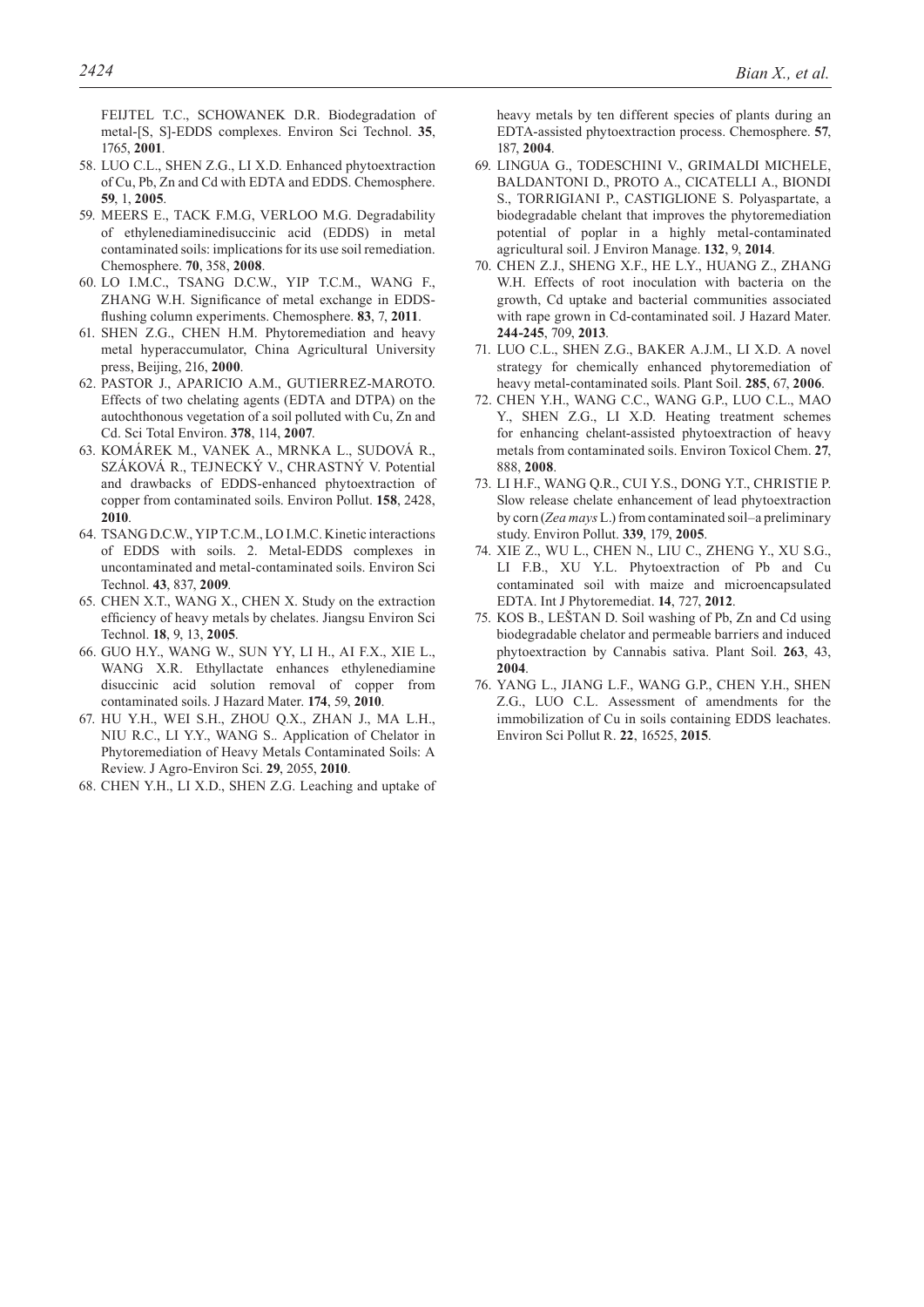FEIJTEL T.C., SCHOWANEK D.R. Biodegradation of metal-[S, S]-EDDS complexes. Environ Sci Technol. **35**, 1765, **2001**.

58. LUO C.L., SHEN Z.G., LI X.D. Enhanced phytoextraction of Cu, Pb, Zn and Cd with EDTA and EDDS. Chemosphere. **59**, 1, **2005**.
59. MEERS E., TACK F.M.G, VERLOO M.G. Degradability of ethylenediaminedisuccinic acid (EDDS) in metal contaminated soils: implications for its use soil remediation. Chemosphere. **70**, 358, **2008**.
60. LO I.M.C., TSANG D.C.W., YIP T.C.M., WANG F., ZHANG W.H. Significance of metal exchange in EDDS-flushing column experiments. Chemosphere. **83**, 7, **2011**.
61. SHEN Z.G., CHEN H.M. Phytoremediation and heavy metal hyperaccumulator, China Agricultural University press, Beijing, 216, **2000**.
62. PASTOR J., APARICIO A.M., GUTIERREZ-MAROTO. Effects of two chelating agents (EDTA and DTPA) on the autochthonous vegetation of a soil polluted with Cu, Zn and Cd. Sci Total Environ. **378**, 114, **2007**.
63. KOMÁREK M., VANEK A., MRNKA L., SUDOVÁ R., SZÁKOVÁ R., TEJNECKÝ V., CHRASTNÝ V. Potential and drawbacks of EDDS-enhanced phytoextraction of copper from contaminated soils. Environ Pollut. **158**, 2428, **2010**.
64. TSANG D.C.W., YIP T.C.M., LO I.M.C. Kinetic interactions of EDDS with soils. 2. Metal-EDDS complexes in uncontaminated and metal-contaminated soils. Environ Sci Technol. **43**, 837, **2009**.
65. CHEN X.T., WANG X., CHEN X. Study on the extraction efficiency of heavy metals by chelates. Jiangsu Environ Sci Technol. **18**, 9, 13, **2005**.
66. GUO H.Y., WANG W., SUN YY, LI H., AI F.X., XIE L., WANG X.R. Ethyllactate enhances ethylenediamine disuccinic acid solution removal of copper from contaminated soils. J Hazard Mater. **174**, 59, **2010**.
67. HU Y.H., WEI S.H., ZHOU Q.X., ZHAN J., MA L.H., NIU R.C., LI Y.Y., WANG S.. Application of Chelator in Phytoremediation of Heavy Metals Contaminated Soils: A Review. J Agro-Environ Sci. **29**, 2055, **2010**.
68. CHEN Y.H., LI X.D., SHEN Z.G. Leaching and uptake of heavy metals by ten different species of plants during an EDTA-assisted phytoextraction process. Chemosphere. **57**, 187, **2004**.
69. LINGUA G., TODESCHINI V., GRIMALDI MICHELE, BALDANTONI D., PROTO A., CICATELLI A., BIONDI S., TORRIGIANI P., CASTIGLIONE S. Polyaspartate, a biodegradable chelant that improves the phytoremediation potential of poplar in a highly metal-contaminated agricultural soil. J Environ Manage. **132**, 9, **2014**.
70. CHEN Z.J., SHENG X.F., HE L.Y., HUANG Z., ZHANG W.H. Effects of root inoculation with bacteria on the growth, Cd uptake and bacterial communities associated with rape grown in Cd-contaminated soil. J Hazard Mater. **244-245**, 709, **2013**.
71. LUO C.L., SHEN Z.G., BAKER A.J.M., LI X.D. A novel strategy for chemically enhanced phytoremediation of heavy metal-contaminated soils. Plant Soil. **285**, 67, **2006**.
72. CHEN Y.H., WANG C.C., WANG G.P., LUO C.L., MAO Y., SHEN Z.G., LI X.D. Heating treatment schemes for enhancing chelant-assisted phytoextraction of heavy metals from contaminated soils. Environ Toxicol Chem. **27**, 888, **2008**.
73. LI H.F., WANG Q.R., CUI Y.S., DONG Y.T., CHRISTIE P. Slow release chelate enhancement of lead phytoextraction by corn (*Zea mays* L.) from contaminated soil–a preliminary study. Environ Pollut. **339**, 179, **2005**.
74. XIE Z., WU L., CHEN N., LIU C., ZHENG Y., XU S.G., LI F.B., XU Y.L. Phytoextraction of Pb and Cu contaminated soil with maize and microencapsulated EDTA. Int J Phytoremediat. **14**, 727, **2012**.
75. KOS B., LEŠTAN D. Soil washing of Pb, Zn and Cd using biodegradable chelator and permeable barriers and induced phytoextraction by Cannabis sativa. Plant Soil. **263**, 43, **2004**.
76. YANG L., JIANG L.F., WANG G.P., CHEN Y.H., SHEN Z.G., LUO C.L. Assessment of amendments for the immobilization of Cu in soils containing EDDS leachates. Environ Sci Pollut R. **22**, 16525, **2015**.